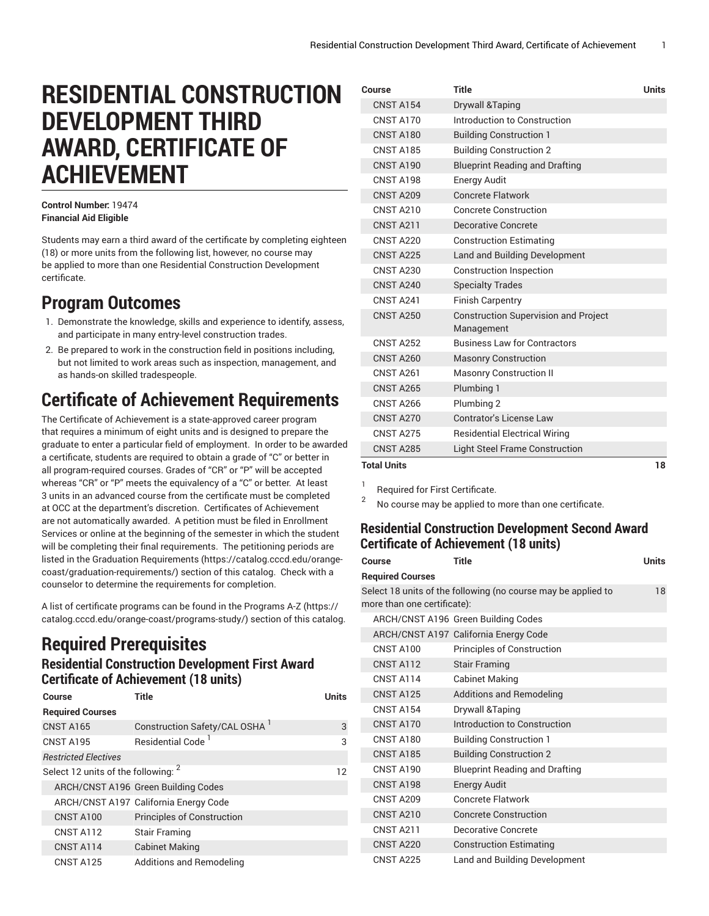# RESIDENTIAL CONSTRUCTION DEVELOPMENT THIRD AWARD, CERTIFICATE OF ACHIEVEMENT

**Control Number:** 19474
**Financial Aid Eligible**

Students may earn a third award of the certificate by completing eighteen (18) or more units from the following list, however, no course may be applied to more than one Residential Construction Development certificate.

## Program Outcomes

1. Demonstrate the knowledge, skills and experience to identify, assess, and participate in many entry-level construction trades.
2. Be prepared to work in the construction field in positions including, but not limited to work areas such as inspection, management, and as hands-on skilled tradespeople.

## Certificate of Achievement Requirements

The Certificate of Achievement is a state-approved career program that requires a minimum of eight units and is designed to prepare the graduate to enter a particular field of employment. In order to be awarded a certificate, students are required to obtain a grade of "C" or better in all program-required courses. Grades of "CR" or "P" will be accepted whereas "CR" or "P" meets the equivalency of a "C" or better. At least 3 units in an advanced course from the certificate must be completed at OCC at the department's discretion. Certificates of Achievement are not automatically awarded. A petition must be filed in Enrollment Services or online at the beginning of the semester in which the student will be completing their final requirements. The petitioning periods are listed in the Graduation Requirements (https://catalog.cccd.edu/orange-coast/graduation-requirements/) section of this catalog. Check with a counselor to determine the requirements for completion.

A list of certificate programs can be found in the Programs A-Z (https://catalog.cccd.edu/orange-coast/programs-study/) section of this catalog.

## Required Prerequisites

### Residential Construction Development First Award Certificate of Achievement (18 units)

| Course | Title | Units |
|---|---|---|
| **Required Courses** | | |
| CNST A165 | Construction Safety/CAL OSHA [1] | 3 |
| CNST A195 | Residential Code [1] | 3 |
| *Restricted Electives* | | |
| Select 12 units of the following: [2] | | 12 |
| ARCH/CNST A196 | Green Building Codes | |
| ARCH/CNST A197 | California Energy Code | |
| CNST A100 | Principles of Construction | |
| CNST A112 | Stair Framing | |
| CNST A114 | Cabinet Making | |
| CNST A125 | Additions and Remodeling | |
| CNST A154 | Drywall &Taping | |
| CNST A170 | Introduction to Construction | |
| CNST A180 | Building Construction 1 | |
| CNST A185 | Building Construction 2 | |
| CNST A190 | Blueprint Reading and Drafting | |
| CNST A198 | Energy Audit | |
| CNST A209 | Concrete Flatwork | |
| CNST A210 | Concrete Construction | |
| CNST A211 | Decorative Concrete | |
| CNST A220 | Construction Estimating | |
| CNST A225 | Land and Building Development | |
| CNST A230 | Construction Inspection | |
| CNST A240 | Specialty Trades | |
| CNST A241 | Finish Carpentry | |
| CNST A250 | Construction Supervision and Project Management | |
| CNST A252 | Business Law for Contractors | |
| CNST A260 | Masonry Construction | |
| CNST A261 | Masonry Construction II | |
| CNST A265 | Plumbing 1 | |
| CNST A266 | Plumbing 2 | |
| CNST A270 | Contrator's License Law | |
| CNST A275 | Residential Electrical Wiring | |
| CNST A285 | Light Steel Frame Construction | |
| **Total Units** | | **18** |

[1] Required for First Certificate.

[2] No course may be applied to more than one certificate.

### Residential Construction Development Second Award Certificate of Achievement (18 units)

| Course | Title | Units |
|---|---|---|
| **Required Courses** | | |
| Select 18 units of the following (no course may be applied to more than one certificate): | | 18 |
| ARCH/CNST A196 | Green Building Codes | |
| ARCH/CNST A197 | California Energy Code | |
| CNST A100 | Principles of Construction | |
| CNST A112 | Stair Framing | |
| CNST A114 | Cabinet Making | |
| CNST A125 | Additions and Remodeling | |
| CNST A154 | Drywall &Taping | |
| CNST A170 | Introduction to Construction | |
| CNST A180 | Building Construction 1 | |
| CNST A185 | Building Construction 2 | |
| CNST A190 | Blueprint Reading and Drafting | |
| CNST A198 | Energy Audit | |
| CNST A209 | Concrete Flatwork | |
| CNST A210 | Concrete Construction | |
| CNST A211 | Decorative Concrete | |
| CNST A220 | Construction Estimating | |
| CNST A225 | Land and Building Development | |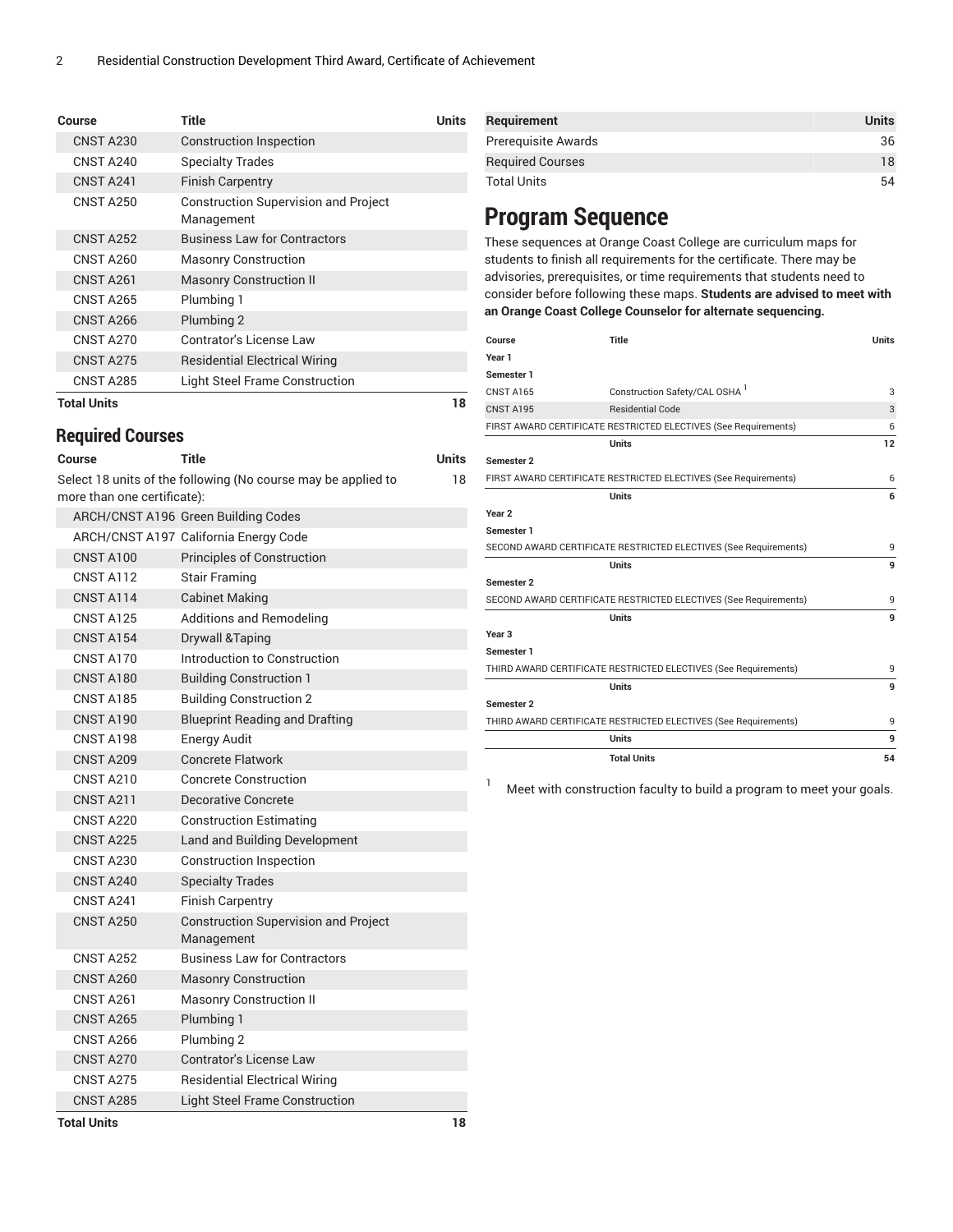| Course | Title | Units |
|---|---|---|
| CNST A230 | Construction Inspection | |
| CNST A240 | Specialty Trades | |
| CNST A241 | Finish Carpentry | |
| CNST A250 | Construction Supervision and Project Management | |
| CNST A252 | Business Law for Contractors | |
| CNST A260 | Masonry Construction | |
| CNST A261 | Masonry Construction II | |
| CNST A265 | Plumbing 1 | |
| CNST A266 | Plumbing 2 | |
| CNST A270 | Contrator's License Law | |
| CNST A275 | Residential Electrical Wiring | |
| CNST A285 | Light Steel Frame Construction | |
| **Total Units** | | **18** |

## Required Courses

| Course | Title | Units |
|---|---|---|
| Select 18 units of the following (No course may be applied to more than one certificate): | | 18 |
| ARCH/CNST A196 | Green Building Codes | |
| ARCH/CNST A197 | California Energy Code | |
| CNST A100 | Principles of Construction | |
| CNST A112 | Stair Framing | |
| CNST A114 | Cabinet Making | |
| CNST A125 | Additions and Remodeling | |
| CNST A154 | Drywall &Taping | |
| CNST A170 | Introduction to Construction | |
| CNST A180 | Building Construction 1 | |
| CNST A185 | Building Construction 2 | |
| CNST A190 | Blueprint Reading and Drafting | |
| CNST A198 | Energy Audit | |
| CNST A209 | Concrete Flatwork | |
| CNST A210 | Concrete Construction | |
| CNST A211 | Decorative Concrete | |
| CNST A220 | Construction Estimating | |
| CNST A225 | Land and Building Development | |
| CNST A230 | Construction Inspection | |
| CNST A240 | Specialty Trades | |
| CNST A241 | Finish Carpentry | |
| CNST A250 | Construction Supervision and Project Management | |
| CNST A252 | Business Law for Contractors | |
| CNST A260 | Masonry Construction | |
| CNST A261 | Masonry Construction II | |
| CNST A265 | Plumbing 1 | |
| CNST A266 | Plumbing 2 | |
| CNST A270 | Contrator's License Law | |
| CNST A275 | Residential Electrical Wiring | |
| CNST A285 | Light Steel Frame Construction | |
| **Total Units** | | **18** |

| Requirement | Units |
|---|---|
| Prerequisite Awards | 36 |
| Required Courses | 18 |
| Total Units | 54 |

## Program Sequence

These sequences at Orange Coast College are curriculum maps for students to finish all requirements for the certificate. There may be advisories, prerequisites, or time requirements that students need to consider before following these maps. **Students are advised to meet with an Orange Coast College Counselor for alternate sequencing.**

| Course | Title | Units |
|---|---|---|
| **Year 1** | | |
| **Semester 1** | | |
| CNST A165 | Construction Safety/CAL OSHA [1] | 3 |
| CNST A195 | Residential Code | 3 |
| FIRST AWARD CERTIFICATE RESTRICTED ELECTIVES (See Requirements) | | 6 |
| | **Units** | **12** |
| **Semester 2** | | |
| FIRST AWARD CERTIFICATE RESTRICTED ELECTIVES (See Requirements) | | 6 |
| | **Units** | **6** |
| **Year 2** | | |
| **Semester 1** | | |
| SECOND AWARD CERTIFICATE RESTRICTED ELECTIVES (See Requirements) | | 9 |
| | **Units** | **9** |
| **Semester 2** | | |
| SECOND AWARD CERTIFICATE RESTRICTED ELECTIVES (See Requirements) | | 9 |
| | **Units** | **9** |
| **Year 3** | | |
| **Semester 1** | | |
| THIRD AWARD CERTIFICATE RESTRICTED ELECTIVES (See Requirements) | | 9 |
| | **Units** | **9** |
| **Semester 2** | | |
| THIRD AWARD CERTIFICATE RESTRICTED ELECTIVES (See Requirements) | | 9 |
| | **Units** | **9** |
| | **Total Units** | **54** |

1 Meet with construction faculty to build a program to meet your goals.